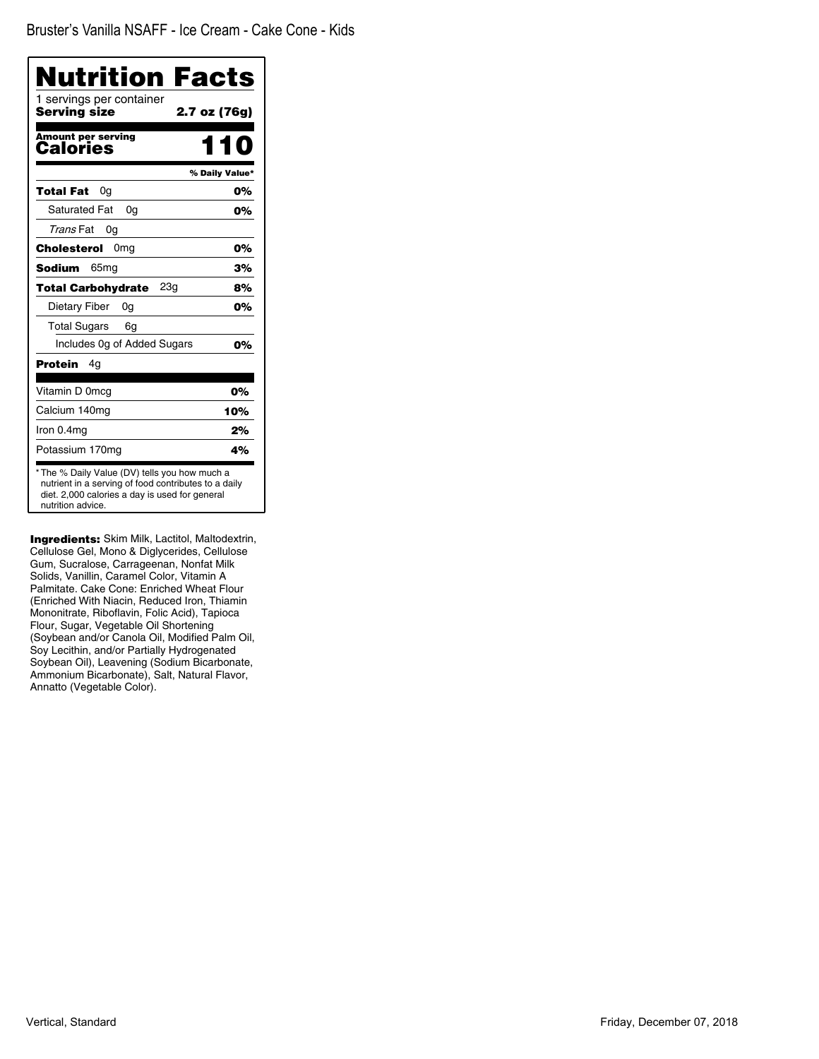Bruster’s Vanilla NSAFF - Ice Cream - Cake Cone - Kids

# Nutrition Facts

1 servings per container

**Serving size** **2.7 oz (76g)**

**Amount per serving**

**Calories** **110**

| | % Daily Value* |
|---|---|
| **Total Fat** 0g | **0%** |
| Saturated Fat 0g | **0%** |
| *Trans* Fat 0g | |
| **Cholesterol** 0mg | **0%** |
| **Sodium** 65mg | **3%** |
| **Total Carbohydrate** 23g | **8%** |
| Dietary Fiber 0g | **0%** |
| Total Sugars 6g | |
| Includes 0g of Added Sugars | **0%** |
| **Protein** 4g | |
| Vitamin D 0mcg | **0%** |
| Calcium 140mg | **10%** |
| Iron 0.4mg | **2%** |
| Potassium 170mg | **4%** |

* The % Daily Value (DV) tells you how much a nutrient in a serving of food contributes to a daily diet. 2,000 calories a day is used for general nutrition advice.

**Ingredients:** Skim Milk, Lactitol, Maltodextrin, Cellulose Gel, Mono & Diglycerides, Cellulose Gum, Sucralose, Carrageenan, Nonfat Milk Solids, Vanillin, Caramel Color, Vitamin A Palmitate. Cake Cone: Enriched Wheat Flour (Enriched With Niacin, Reduced Iron, Thiamin Mononitrate, Riboflavin, Folic Acid), Tapioca Flour, Sugar, Vegetable Oil Shortening (Soybean and/or Canola Oil, Modified Palm Oil, Soy Lecithin, and/or Partially Hydrogenated Soybean Oil), Leavening (Sodium Bicarbonate, Ammonium Bicarbonate), Salt, Natural Flavor, Annatto (Vegetable Color).

Vertical, Standard

Friday, December 07, 2018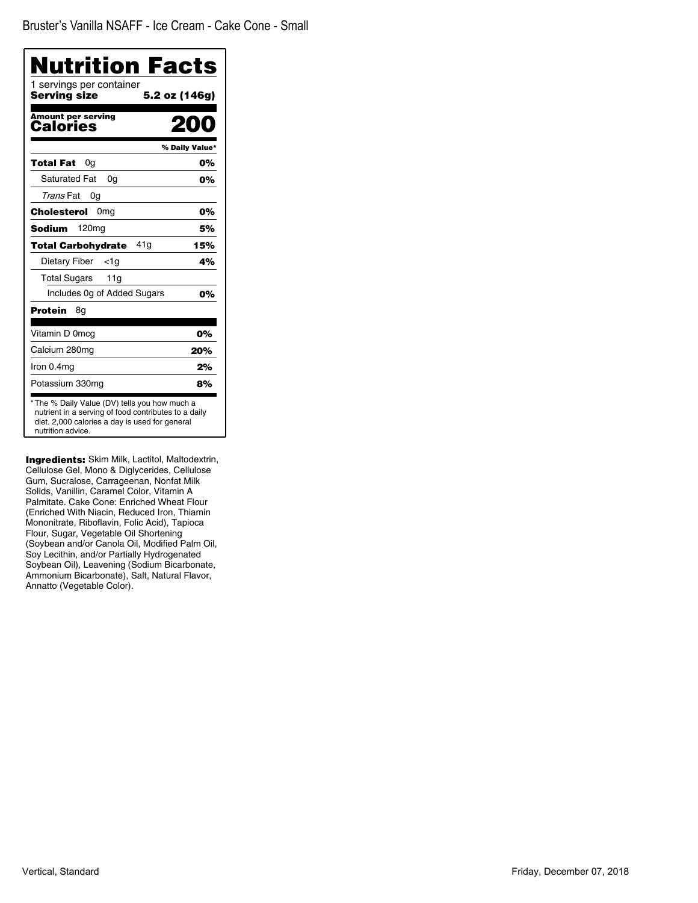Bruster's Vanilla NSAFF - Ice Cream - Cake Cone - Small

# Nutrition Facts

1 servings per container
**Serving size** **5.2 oz (146g)**

**Amount per serving**
**Calories** **200**

| | % Daily Value* |
|---|---|
| **Total Fat** 0g | **0%** |
| Saturated Fat 0g | **0%** |
| *Trans* Fat 0g | |
| **Cholesterol** 0mg | **0%** |
| **Sodium** 120mg | **5%** |
| **Total Carbohydrate** 41g | **15%** |
| Dietary Fiber <1g | **4%** |
| Total Sugars 11g | |
| Includes 0g of Added Sugars | **0%** |
| **Protein** 8g | |
| Vitamin D 0mcg | **0%** |
| Calcium 280mg | **20%** |
| Iron 0.4mg | **2%** |
| Potassium 330mg | **8%** |

* The % Daily Value (DV) tells you how much a nutrient in a serving of food contributes to a daily diet. 2,000 calories a day is used for general nutrition advice.

**Ingredients:** Skim Milk, Lactitol, Maltodextrin, Cellulose Gel, Mono & Diglycerides, Cellulose Gum, Sucralose, Carrageenan, Nonfat Milk Solids, Vanillin, Caramel Color, Vitamin A Palmitate. Cake Cone: Enriched Wheat Flour (Enriched With Niacin, Reduced Iron, Thiamin Mononitrate, Riboflavin, Folic Acid), Tapioca Flour, Sugar, Vegetable Oil Shortening (Soybean and/or Canola Oil, Modified Palm Oil, Soy Lecithin, and/or Partially Hydrogenated Soybean Oil), Leavening (Sodium Bicarbonate, Ammonium Bicarbonate), Salt, Natural Flavor, Annatto (Vegetable Color).

Vertical, Standard

Friday, December 07, 2018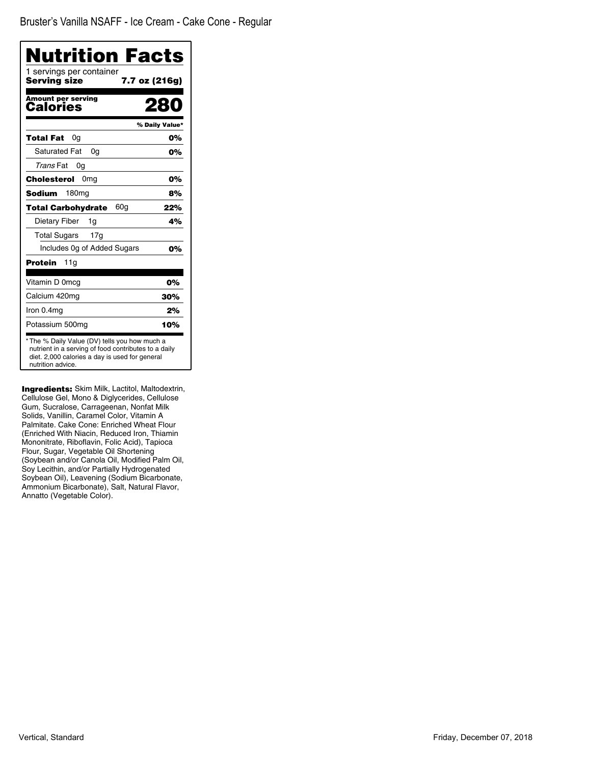Bruster's Vanilla NSAFF - Ice Cream - Cake Cone - Regular

# Nutrition Facts

1 servings per container
**Serving size** **7.7 oz (216g)**

**Amount per serving**
**Calories** **280**

| | % Daily Value* |
|---|---|
| **Total Fat** 0g | **0%** |
| Saturated Fat 0g | **0%** |
| *Trans* Fat 0g | |
| **Cholesterol** 0mg | **0%** |
| **Sodium** 180mg | **8%** |
| **Total Carbohydrate** 60g | **22%** |
| Dietary Fiber 1g | **4%** |
| Total Sugars 17g | |
| Includes 0g of Added Sugars | **0%** |
| **Protein** 11g | |
| Vitamin D 0mcg | **0%** |
| Calcium 420mg | **30%** |
| Iron 0.4mg | **2%** |
| Potassium 500mg | **10%** |

* The % Daily Value (DV) tells you how much a nutrient in a serving of food contributes to a daily diet. 2,000 calories a day is used for general nutrition advice.

**Ingredients:** Skim Milk, Lactitol, Maltodextrin, Cellulose Gel, Mono & Diglycerides, Cellulose Gum, Sucralose, Carrageenan, Nonfat Milk Solids, Vanillin, Caramel Color, Vitamin A Palmitate. Cake Cone: Enriched Wheat Flour (Enriched With Niacin, Reduced Iron, Thiamin Mononitrate, Riboflavin, Folic Acid), Tapioca Flour, Sugar, Vegetable Oil Shortening (Soybean and/or Canola Oil, Modified Palm Oil, Soy Lecithin, and/or Partially Hydrogenated Soybean Oil), Leavening (Sodium Bicarbonate, Ammonium Bicarbonate), Salt, Natural Flavor, Annatto (Vegetable Color).

Vertical, Standard

Friday, December 07, 2018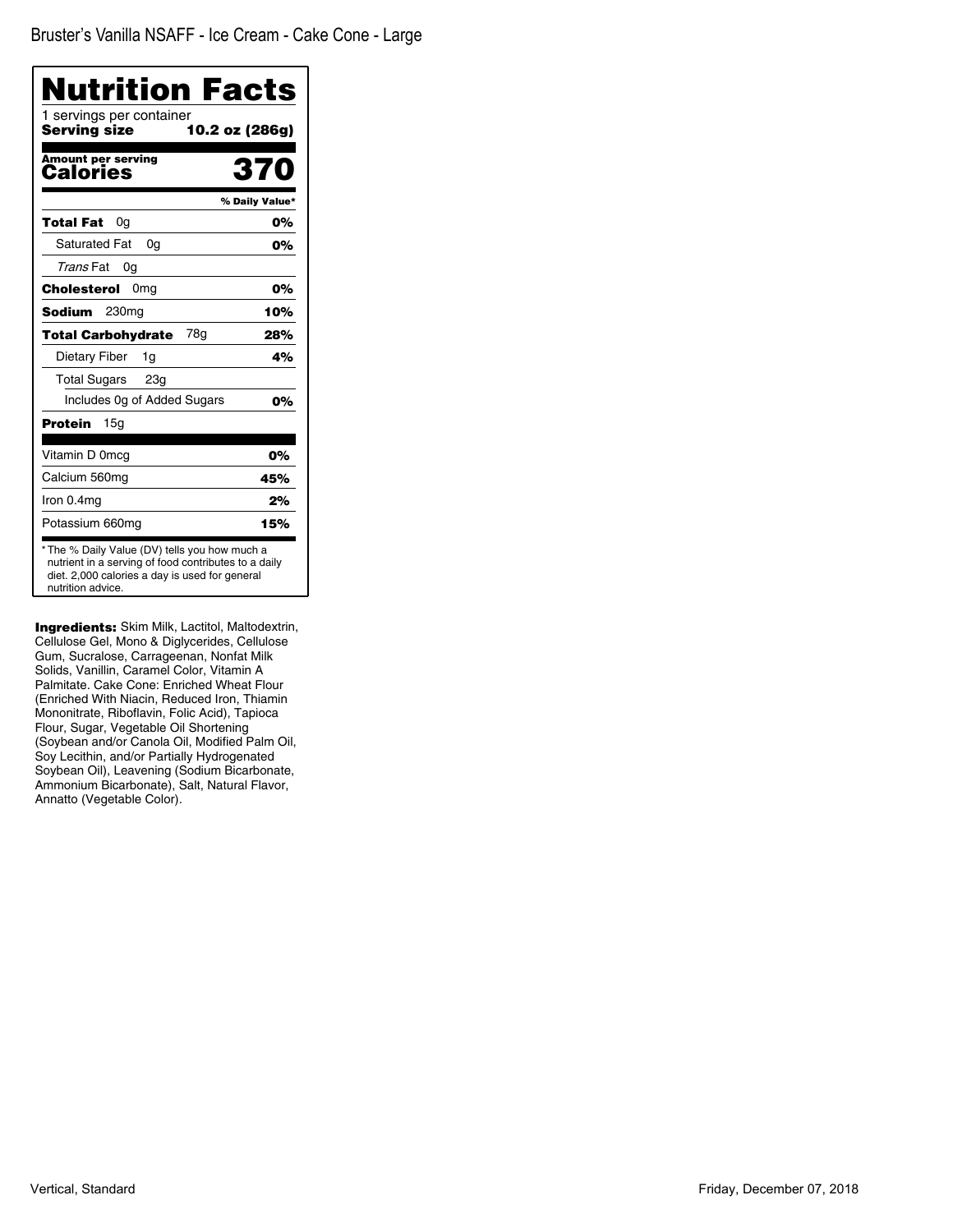Bruster's Vanilla NSAFF - Ice Cream - Cake Cone - Large

# Nutrition Facts

1 servings per container
**Serving size** **10.2 oz (286g)**

**Amount per serving**
**Calories** **370**

| | % Daily Value* |
|---|---|
| **Total Fat** 0g | **0%** |
| Saturated Fat 0g | **0%** |
| *Trans* Fat 0g | |
| **Cholesterol** 0mg | **0%** |
| **Sodium** 230mg | **10%** |
| **Total Carbohydrate** 78g | **28%** |
| Dietary Fiber 1g | **4%** |
| Total Sugars 23g | |
| Includes 0g of Added Sugars | **0%** |
| **Protein** 15g | |
| Vitamin D 0mcg | **0%** |
| Calcium 560mg | **45%** |
| Iron 0.4mg | **2%** |
| Potassium 660mg | **15%** |

* The % Daily Value (DV) tells you how much a nutrient in a serving of food contributes to a daily diet. 2,000 calories a day is used for general nutrition advice.

**Ingredients:** Skim Milk, Lactitol, Maltodextrin, Cellulose Gel, Mono & Diglycerides, Cellulose Gum, Sucralose, Carrageenan, Nonfat Milk Solids, Vanillin, Caramel Color, Vitamin A Palmitate. Cake Cone: Enriched Wheat Flour (Enriched With Niacin, Reduced Iron, Thiamin Mononitrate, Riboflavin, Folic Acid), Tapioca Flour, Sugar, Vegetable Oil Shortening (Soybean and/or Canola Oil, Modified Palm Oil, Soy Lecithin, and/or Partially Hydrogenated Soybean Oil), Leavening (Sodium Bicarbonate, Ammonium Bicarbonate), Salt, Natural Flavor, Annatto (Vegetable Color).

Vertical, Standard

Friday, December 07, 2018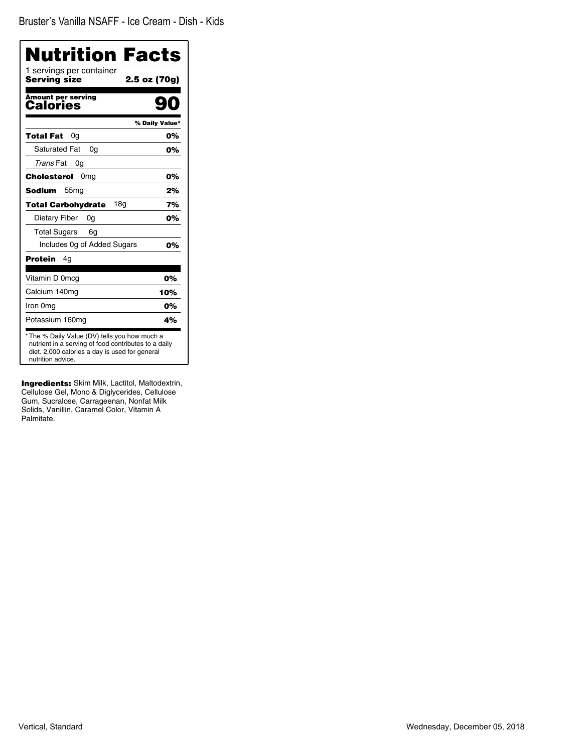Bruster's Vanilla NSAFF - Ice Cream - Dish - Kids

# Nutrition Facts

1 servings per container

**Serving size** **2.5 oz (70g)**

**Amount per serving**

**Calories** **90**

| | % Daily Value* |
|---|---|
| **Total Fat** 0g | **0%** |
| Saturated Fat 0g | **0%** |
| *Trans* Fat 0g | |
| **Cholesterol** 0mg | **0%** |
| **Sodium** 55mg | **2%** |
| **Total Carbohydrate** 18g | **7%** |
| Dietary Fiber 0g | **0%** |
| Total Sugars 6g | |
| Includes 0g of Added Sugars | **0%** |
| **Protein** 4g | |
| Vitamin D 0mcg | **0%** |
| Calcium 140mg | **10%** |
| Iron 0mg | **0%** |
| Potassium 160mg | **4%** |

* The % Daily Value (DV) tells you how much a nutrient in a serving of food contributes to a daily diet. 2,000 calories a day is used for general nutrition advice.

**Ingredients:** Skim Milk, Lactitol, Maltodextrin, Cellulose Gel, Mono & Diglycerides, Cellulose Gum, Sucralose, Carrageenan, Nonfat Milk Solids, Vanillin, Caramel Color, Vitamin A Palmitate.

Vertical, Standard

Wednesday, December 05, 2018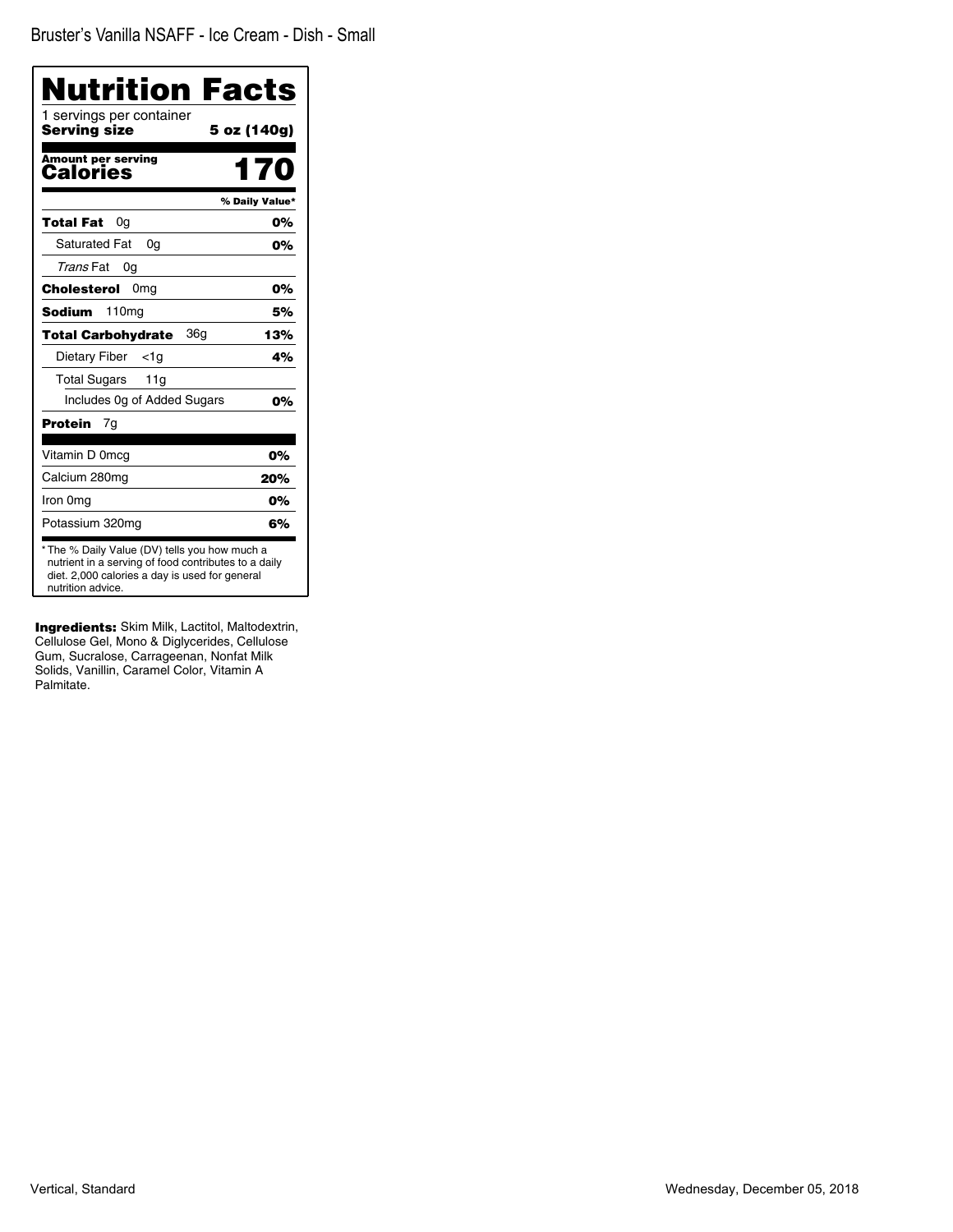Bruster's Vanilla NSAFF - Ice Cream - Dish - Small

# Nutrition Facts

1 servings per container

**Serving size** **5 oz (140g)**

**Amount per serving**

**Calories** **170**

| | % Daily Value* |
|---|---|
| **Total Fat** 0g | **0%** |
| Saturated Fat 0g | **0%** |
| *Trans* Fat 0g | |
| **Cholesterol** 0mg | **0%** |
| **Sodium** 110mg | **5%** |
| **Total Carbohydrate** 36g | **13%** |
| Dietary Fiber <1g | **4%** |
| Total Sugars 11g | |
| Includes 0g of Added Sugars | **0%** |
| **Protein** 7g | |
| Vitamin D 0mcg | **0%** |
| Calcium 280mg | **20%** |
| Iron 0mg | **0%** |
| Potassium 320mg | **6%** |

* The % Daily Value (DV) tells you how much a nutrient in a serving of food contributes to a daily diet. 2,000 calories a day is used for general nutrition advice.

**Ingredients:** Skim Milk, Lactitol, Maltodextrin, Cellulose Gel, Mono & Diglycerides, Cellulose Gum, Sucralose, Carrageenan, Nonfat Milk Solids, Vanillin, Caramel Color, Vitamin A Palmitate.

Vertical, Standard

Wednesday, December 05, 2018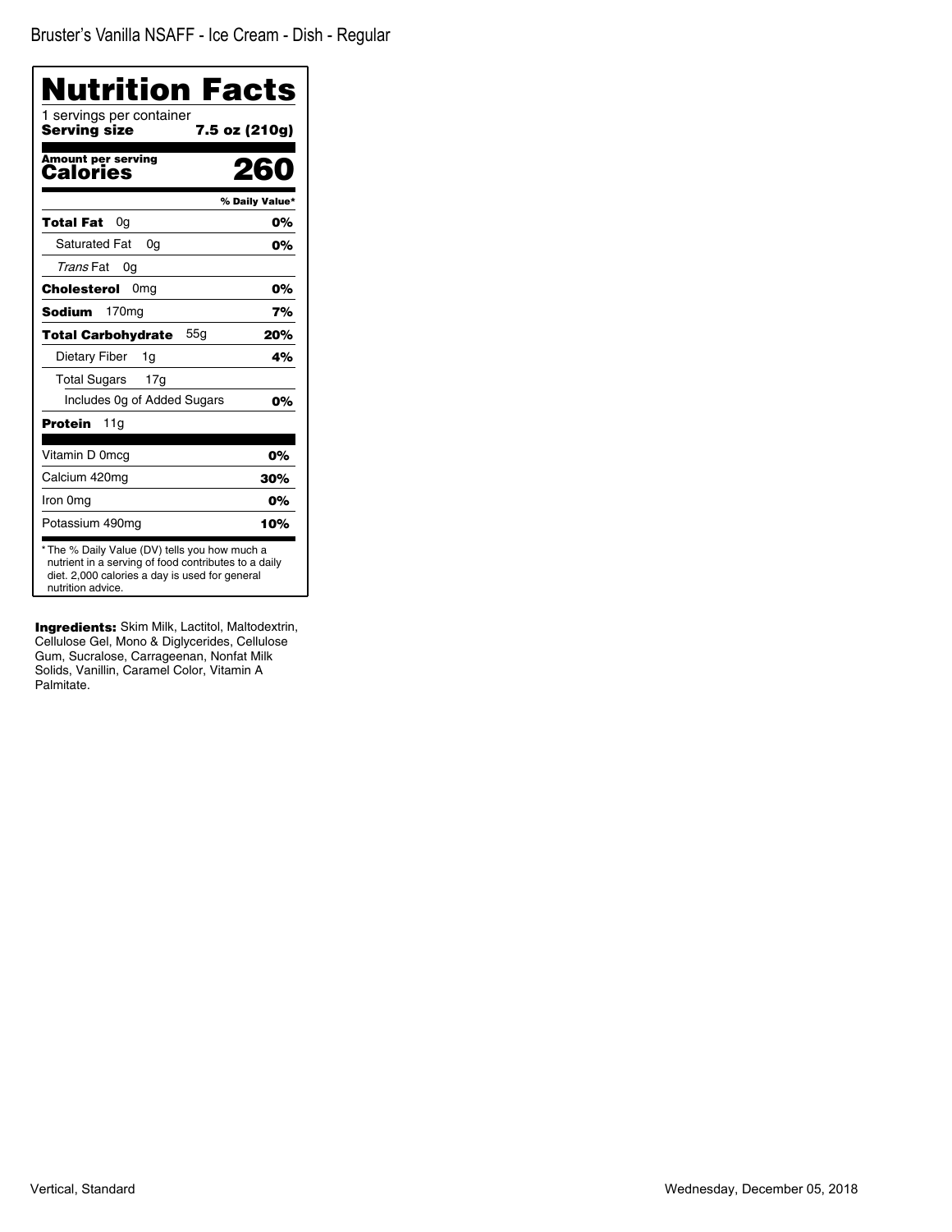Bruster's Vanilla NSAFF - Ice Cream - Dish - Regular

# Nutrition Facts

1 servings per container

**Serving size** **7.5 oz (210g)**

**Amount per serving**
**Calories** **260**

| | % Daily Value* |
|---|---|
| **Total Fat** 0g | **0%** |
| Saturated Fat 0g | **0%** |
| *Trans* Fat 0g | |
| **Cholesterol** 0mg | **0%** |
| **Sodium** 170mg | **7%** |
| **Total Carbohydrate** 55g | **20%** |
| Dietary Fiber 1g | **4%** |
| Total Sugars 17g | |
| Includes 0g of Added Sugars | **0%** |
| **Protein** 11g | |
| Vitamin D 0mcg | **0%** |
| Calcium 420mg | **30%** |
| Iron 0mg | **0%** |
| Potassium 490mg | **10%** |

* The % Daily Value (DV) tells you how much a nutrient in a serving of food contributes to a daily diet. 2,000 calories a day is used for general nutrition advice.

**Ingredients:** Skim Milk, Lactitol, Maltodextrin, Cellulose Gel, Mono & Diglycerides, Cellulose Gum, Sucralose, Carrageenan, Nonfat Milk Solids, Vanillin, Caramel Color, Vitamin A Palmitate.

Vertical, Standard

Wednesday, December 05, 2018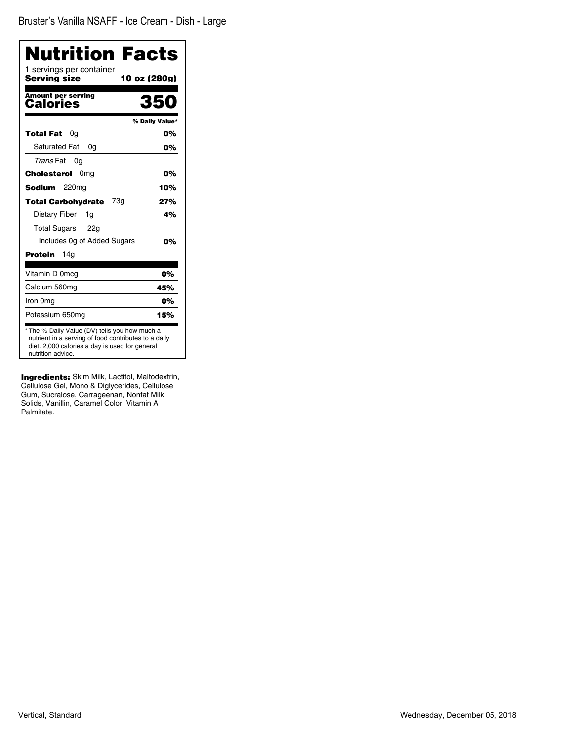Bruster's Vanilla NSAFF - Ice Cream - Dish - Large

# Nutrition Facts

1 servings per container

**Serving size** **10 oz (280g)**

**Amount per serving**
**Calories** **350**

| | % Daily Value* |
|---|---|
| **Total Fat** 0g | **0%** |
| Saturated Fat 0g | **0%** |
| *Trans* Fat 0g | |
| **Cholesterol** 0mg | **0%** |
| **Sodium** 220mg | **10%** |
| **Total Carbohydrate** 73g | **27%** |
| Dietary Fiber 1g | **4%** |
| Total Sugars 22g | |
| Includes 0g of Added Sugars | **0%** |
| **Protein** 14g | |
| Vitamin D 0mcg | **0%** |
| Calcium 560mg | **45%** |
| Iron 0mg | **0%** |
| Potassium 650mg | **15%** |

* The % Daily Value (DV) tells you how much a nutrient in a serving of food contributes to a daily diet. 2,000 calories a day is used for general nutrition advice.

**Ingredients:** Skim Milk, Lactitol, Maltodextrin, Cellulose Gel, Mono & Diglycerides, Cellulose Gum, Sucralose, Carrageenan, Nonfat Milk Solids, Vanillin, Caramel Color, Vitamin A Palmitate.

Vertical, Standard

Wednesday, December 05, 2018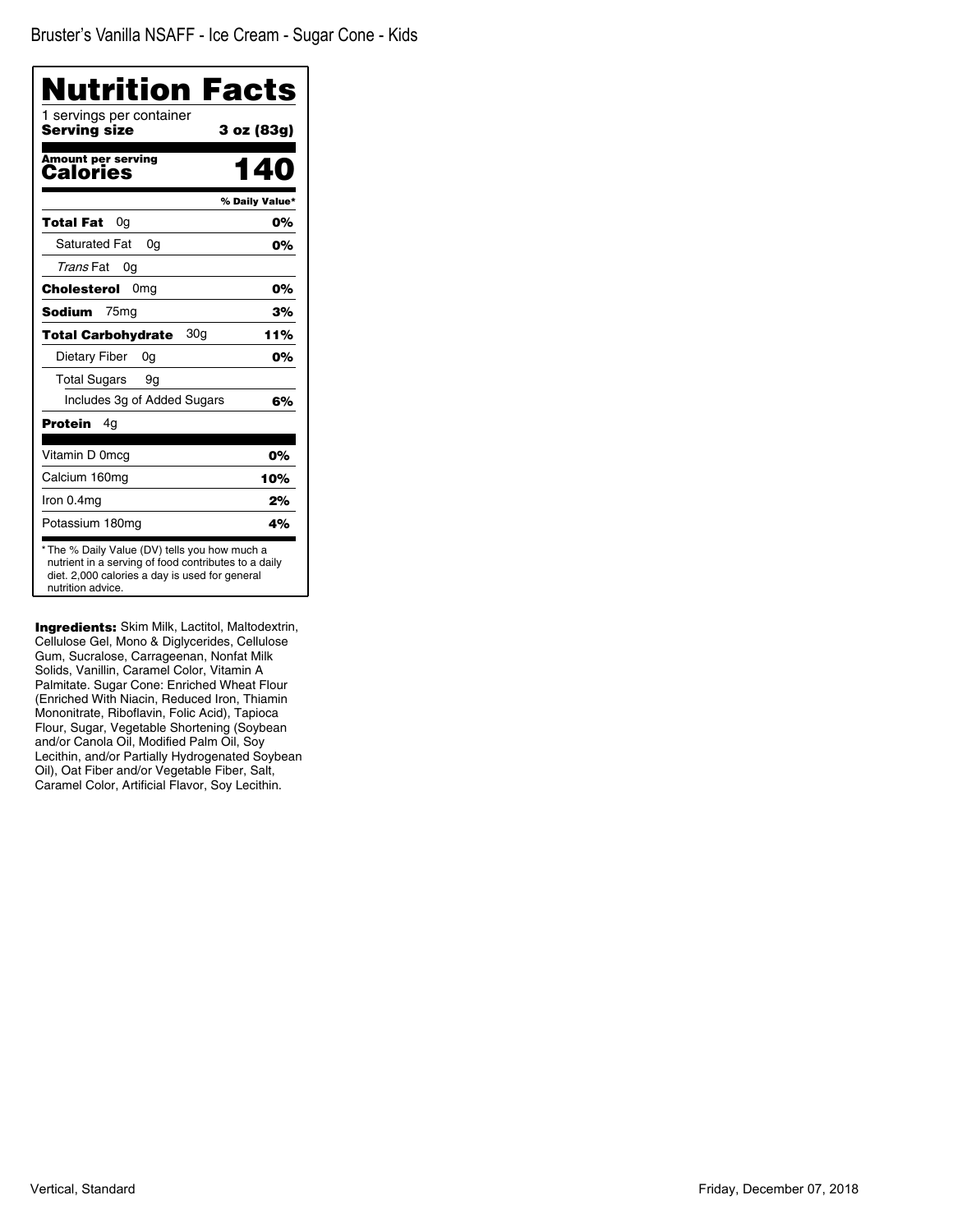Bruster's Vanilla NSAFF - Ice Cream - Sugar Cone - Kids

# Nutrition Facts

1 servings per container

**Serving size** **3 oz (83g)**

**Amount per serving**

**Calories** **140**

| | % Daily Value* |
|---|---|
| **Total Fat** 0g | **0%** |
| Saturated Fat 0g | **0%** |
| *Trans* Fat 0g | |
| **Cholesterol** 0mg | **0%** |
| **Sodium** 75mg | **3%** |
| **Total Carbohydrate** 30g | **11%** |
| Dietary Fiber 0g | **0%** |
| Total Sugars 9g | |
| Includes 3g of Added Sugars | **6%** |
| **Protein** 4g | |
| Vitamin D 0mcg | **0%** |
| Calcium 160mg | **10%** |
| Iron 0.4mg | **2%** |
| Potassium 180mg | **4%** |

* The % Daily Value (DV) tells you how much a nutrient in a serving of food contributes to a daily diet. 2,000 calories a day is used for general nutrition advice.

**Ingredients:** Skim Milk, Lactitol, Maltodextrin, Cellulose Gel, Mono & Diglycerides, Cellulose Gum, Sucralose, Carrageenan, Nonfat Milk Solids, Vanillin, Caramel Color, Vitamin A Palmitate. Sugar Cone: Enriched Wheat Flour (Enriched With Niacin, Reduced Iron, Thiamin Mononitrate, Riboflavin, Folic Acid), Tapioca Flour, Sugar, Vegetable Shortening (Soybean and/or Canola Oil, Modified Palm Oil, Soy Lecithin, and/or Partially Hydrogenated Soybean Oil), Oat Fiber and/or Vegetable Fiber, Salt, Caramel Color, Artificial Flavor, Soy Lecithin.

Vertical, Standard

Friday, December 07, 2018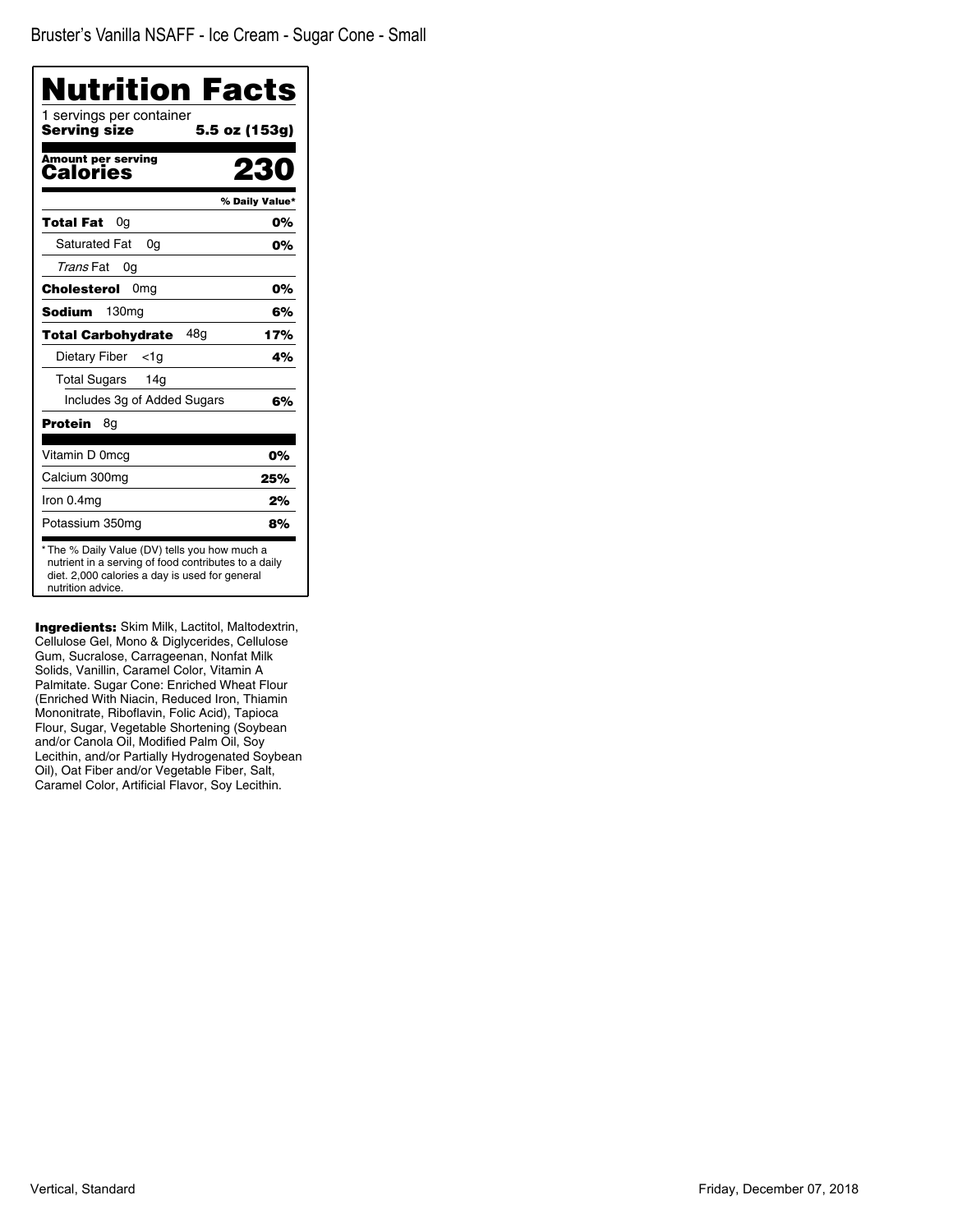Bruster's Vanilla NSAFF - Ice Cream - Sugar Cone - Small

# Nutrition Facts

1 servings per container

**Serving size** **5.5 oz (153g)**

**Amount per serving**

**Calories** **230**

| | % Daily Value* |
|---|---|
| **Total Fat** 0g | **0%** |
| Saturated Fat 0g | **0%** |
| *Trans* Fat 0g | |
| **Cholesterol** 0mg | **0%** |
| **Sodium** 130mg | **6%** |
| **Total Carbohydrate** 48g | **17%** |
| Dietary Fiber <1g | **4%** |
| Total Sugars 14g | |
| Includes 3g of Added Sugars | **6%** |
| **Protein** 8g | |
| Vitamin D 0mcg | **0%** |
| Calcium 300mg | **25%** |
| Iron 0.4mg | **2%** |
| Potassium 350mg | **8%** |

* The % Daily Value (DV) tells you how much a nutrient in a serving of food contributes to a daily diet. 2,000 calories a day is used for general nutrition advice.

**Ingredients:** Skim Milk, Lactitol, Maltodextrin, Cellulose Gel, Mono & Diglycerides, Cellulose Gum, Sucralose, Carrageenan, Nonfat Milk Solids, Vanillin, Caramel Color, Vitamin A Palmitate. Sugar Cone: Enriched Wheat Flour (Enriched With Niacin, Reduced Iron, Thiamin Mononitrate, Riboflavin, Folic Acid), Tapioca Flour, Sugar, Vegetable Shortening (Soybean and/or Canola Oil, Modified Palm Oil, Soy Lecithin, and/or Partially Hydrogenated Soybean Oil), Oat Fiber and/or Vegetable Fiber, Salt, Caramel Color, Artificial Flavor, Soy Lecithin.

Vertical, Standard

Friday, December 07, 2018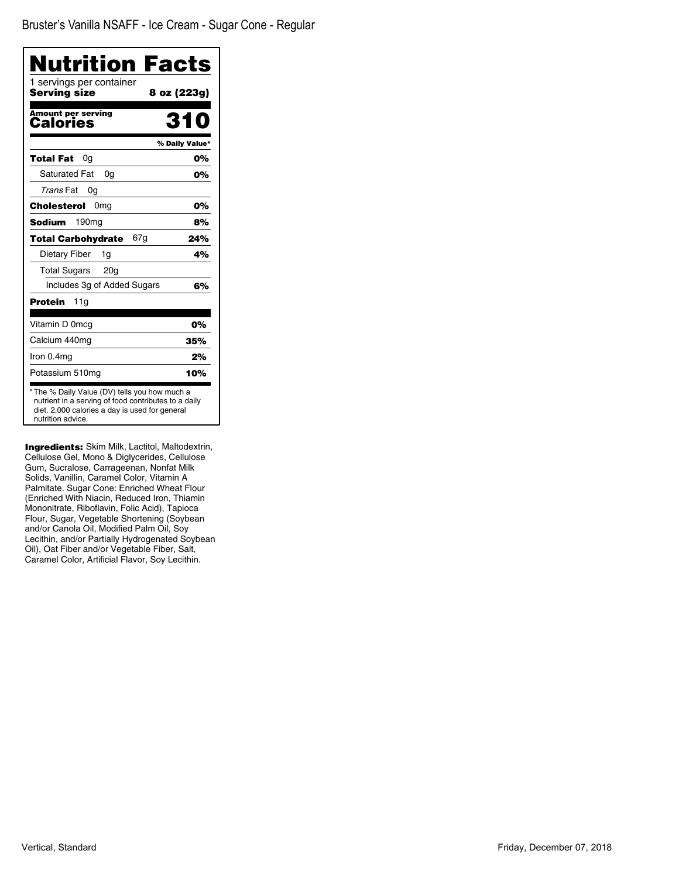Bruster's Vanilla NSAFF - Ice Cream - Sugar Cone - Regular

# Nutrition Facts

1 servings per container
**Serving size** **8 oz (223g)**

**Amount per serving**
**Calories** **310**

| | % Daily Value* |
|---|---|
| **Total Fat** 0g | **0%** |
| Saturated Fat 0g | **0%** |
| *Trans* Fat 0g | |
| **Cholesterol** 0mg | **0%** |
| **Sodium** 190mg | **8%** |
| **Total Carbohydrate** 67g | **24%** |
| Dietary Fiber 1g | **4%** |
| Total Sugars 20g | |
| Includes 3g of Added Sugars | **6%** |
| **Protein** 11g | |
| Vitamin D 0mcg | **0%** |
| Calcium 440mg | **35%** |
| Iron 0.4mg | **2%** |
| Potassium 510mg | **10%** |

* The % Daily Value (DV) tells you how much a nutrient in a serving of food contributes to a daily diet. 2,000 calories a day is used for general nutrition advice.

**Ingredients:** Skim Milk, Lactitol, Maltodextrin, Cellulose Gel, Mono & Diglycerides, Cellulose Gum, Sucralose, Carrageenan, Nonfat Milk Solids, Vanillin, Caramel Color, Vitamin A Palmitate. Sugar Cone: Enriched Wheat Flour (Enriched With Niacin, Reduced Iron, Thiamin Mononitrate, Riboflavin, Folic Acid), Tapioca Flour, Sugar, Vegetable Shortening (Soybean and/or Canola Oil, Modified Palm Oil, Soy Lecithin, and/or Partially Hydrogenated Soybean Oil), Oat Fiber and/or Vegetable Fiber, Salt, Caramel Color, Artificial Flavor, Soy Lecithin.

Vertical, Standard

Friday, December 07, 2018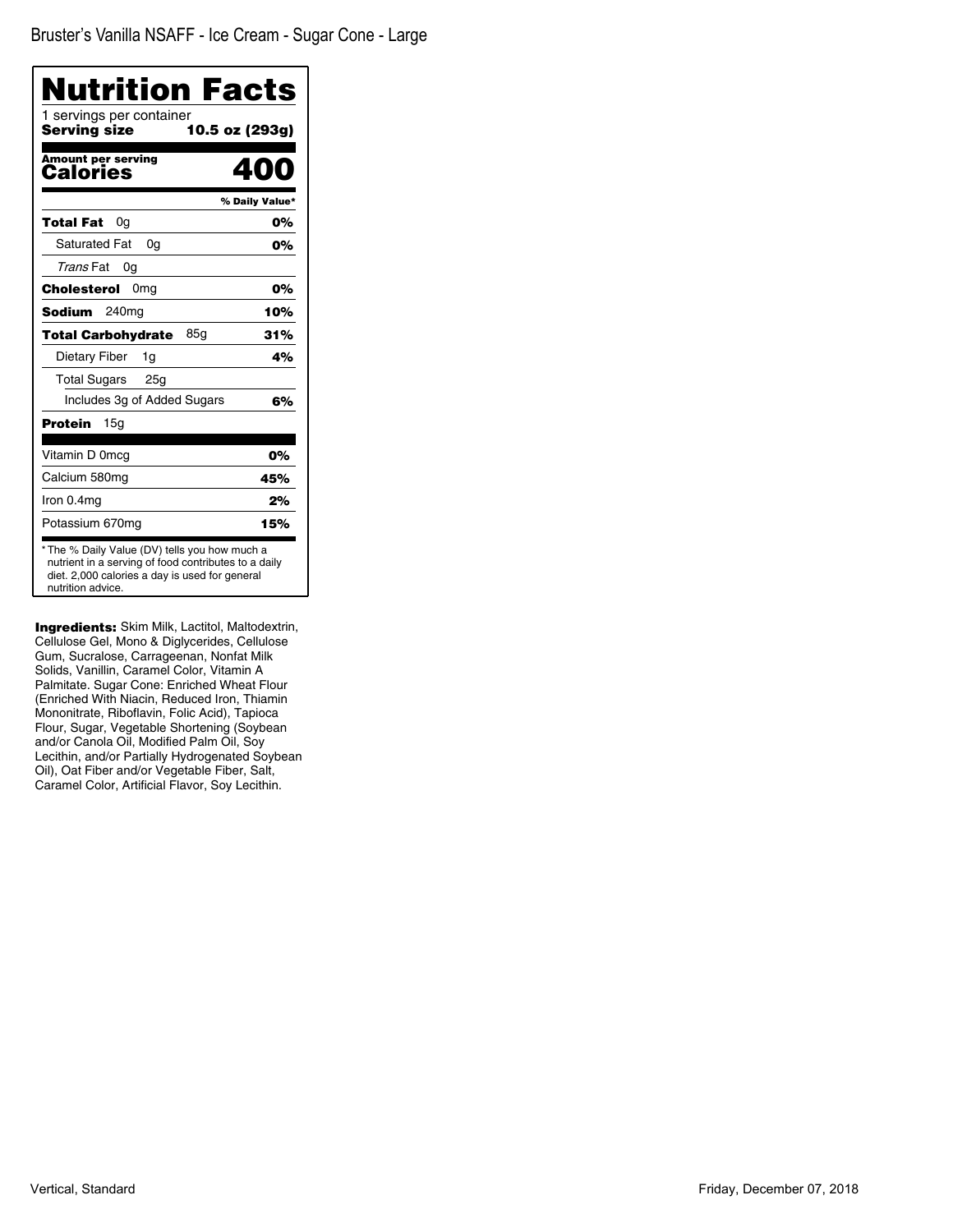Bruster's Vanilla NSAFF - Ice Cream - Sugar Cone - Large

# Nutrition Facts

1 servings per container

**Serving size** **10.5 oz (293g)**

| **Amount per serving** **Calories** | **400** |
|---|---|
| | **% Daily Value*** |
| **Total Fat** 0g | **0%** |
| Saturated Fat 0g | **0%** |
| *Trans* Fat 0g | |
| **Cholesterol** 0mg | **0%** |
| **Sodium** 240mg | **10%** |
| **Total Carbohydrate** 85g | **31%** |
| Dietary Fiber 1g | **4%** |
| Total Sugars 25g | |
| Includes 3g of Added Sugars | **6%** |
| **Protein** 15g | |
| Vitamin D 0mcg | **0%** |
| Calcium 580mg | **45%** |
| Iron 0.4mg | **2%** |
| Potassium 670mg | **15%** |

* The % Daily Value (DV) tells you how much a nutrient in a serving of food contributes to a daily diet. 2,000 calories a day is used for general nutrition advice.

**Ingredients:** Skim Milk, Lactitol, Maltodextrin, Cellulose Gel, Mono & Diglycerides, Cellulose Gum, Sucralose, Carrageenan, Nonfat Milk Solids, Vanillin, Caramel Color, Vitamin A Palmitate. Sugar Cone: Enriched Wheat Flour (Enriched With Niacin, Reduced Iron, Thiamin Mononitrate, Riboflavin, Folic Acid), Tapioca Flour, Sugar, Vegetable Shortening (Soybean and/or Canola Oil, Modified Palm Oil, Soy Lecithin, and/or Partially Hydrogenated Soybean Oil), Oat Fiber and/or Vegetable Fiber, Salt, Caramel Color, Artificial Flavor, Soy Lecithin.

Vertical, Standard

Friday, December 07, 2018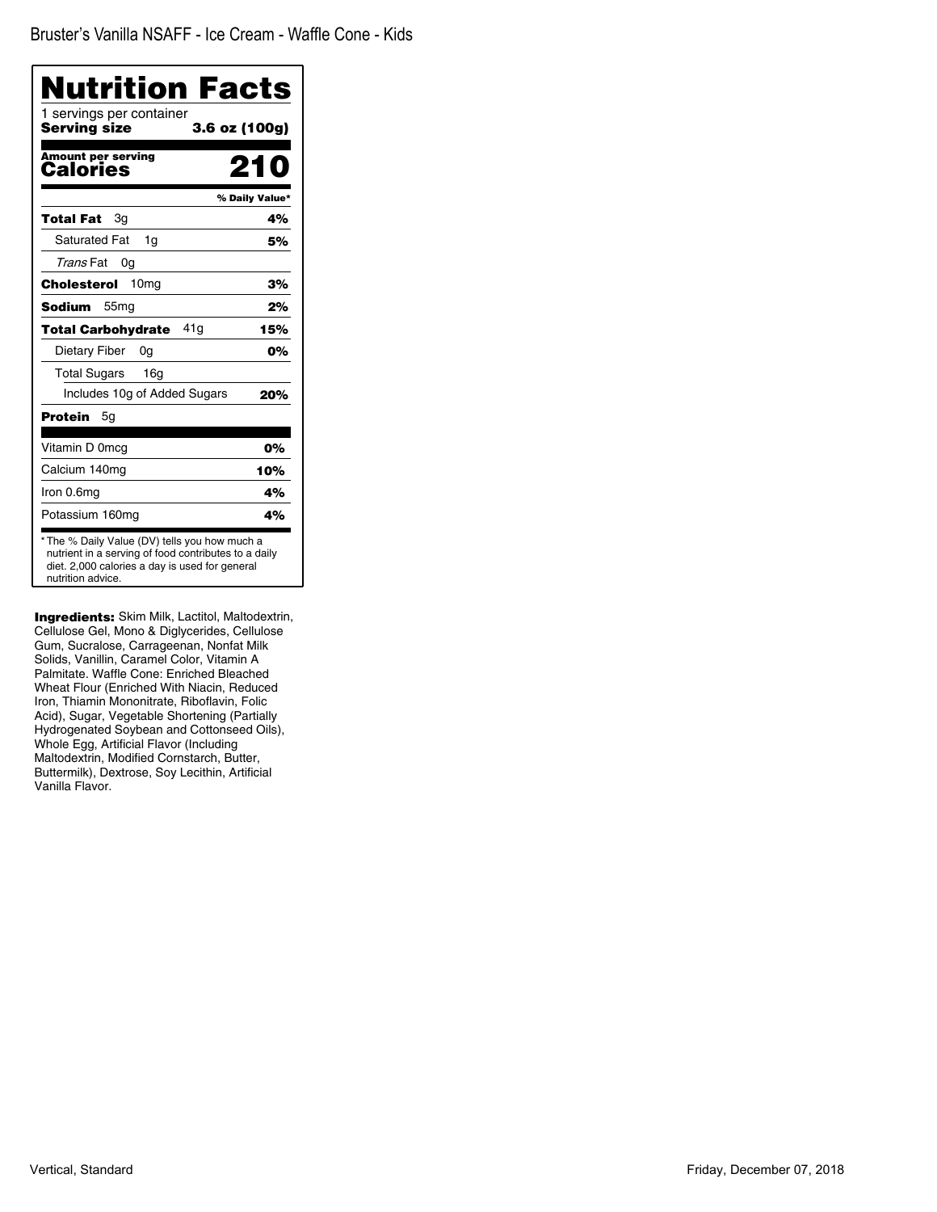Bruster's Vanilla NSAFF - Ice Cream - Waffle Cone - Kids

# Nutrition Facts

1 servings per container
**Serving size** **3.6 oz (100g)**

**Amount per serving**
**Calories** **210**

| | % Daily Value* |
|---|---|
| **Total Fat** 3g | **4%** |
| Saturated Fat 1g | **5%** |
| *Trans* Fat 0g | |
| **Cholesterol** 10mg | **3%** |
| **Sodium** 55mg | **2%** |
| **Total Carbohydrate** 41g | **15%** |
| Dietary Fiber 0g | **0%** |
| Total Sugars 16g | |
| Includes 10g of Added Sugars | **20%** |
| **Protein** 5g | |
| Vitamin D 0mcg | **0%** |
| Calcium 140mg | **10%** |
| Iron 0.6mg | **4%** |
| Potassium 160mg | **4%** |

* The % Daily Value (DV) tells you how much a nutrient in a serving of food contributes to a daily diet. 2,000 calories a day is used for general nutrition advice.

**Ingredients:** Skim Milk, Lactitol, Maltodextrin, Cellulose Gel, Mono & Diglycerides, Cellulose Gum, Sucralose, Carrageenan, Nonfat Milk Solids, Vanillin, Caramel Color, Vitamin A Palmitate. Waffle Cone: Enriched Bleached Wheat Flour (Enriched With Niacin, Reduced Iron, Thiamin Mononitrate, Riboflavin, Folic Acid), Sugar, Vegetable Shortening (Partially Hydrogenated Soybean and Cottonseed Oils), Whole Egg, Artificial Flavor (Including Maltodextrin, Modified Cornstarch, Butter, Buttermilk), Dextrose, Soy Lecithin, Artificial Vanilla Flavor.

Vertical, Standard

Friday, December 07, 2018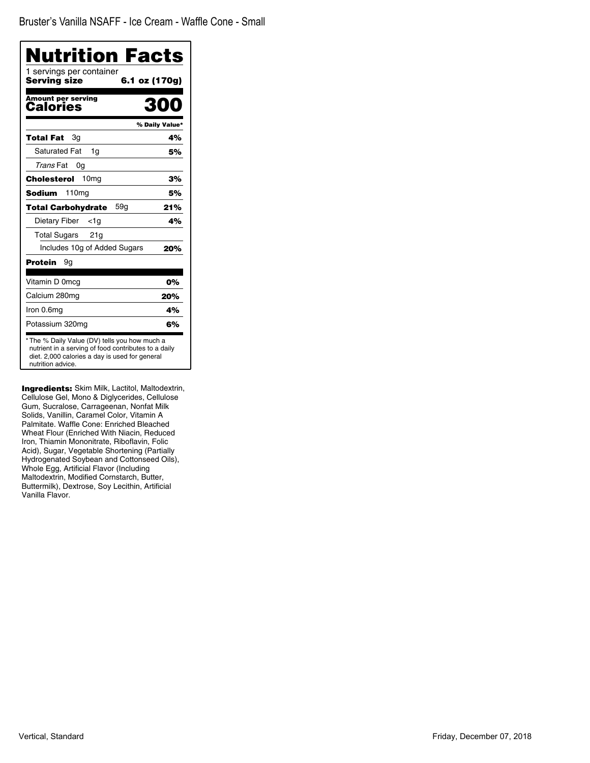Bruster's Vanilla NSAFF - Ice Cream - Waffle Cone - Small

# Nutrition Facts

1 servings per container
**Serving size** **6.1 oz (170g)**

**Amount per serving**
**Calories** **300**

| | % Daily Value* |
|---|---|
| **Total Fat** 3g | **4%** |
| Saturated Fat 1g | **5%** |
| *Trans* Fat 0g | |
| **Cholesterol** 10mg | **3%** |
| **Sodium** 110mg | **5%** |
| **Total Carbohydrate** 59g | **21%** |
| Dietary Fiber <1g | **4%** |
| Total Sugars 21g | |
| Includes 10g of Added Sugars | **20%** |
| **Protein** 9g | |
| Vitamin D 0mcg | **0%** |
| Calcium 280mg | **20%** |
| Iron 0.6mg | **4%** |
| Potassium 320mg | **6%** |

* The % Daily Value (DV) tells you how much a nutrient in a serving of food contributes to a daily diet. 2,000 calories a day is used for general nutrition advice.

**Ingredients:** Skim Milk, Lactitol, Maltodextrin, Cellulose Gel, Mono & Diglycerides, Cellulose Gum, Sucralose, Carrageenan, Nonfat Milk Solids, Vanillin, Caramel Color, Vitamin A Palmitate. Waffle Cone: Enriched Bleached Wheat Flour (Enriched With Niacin, Reduced Iron, Thiamin Mononitrate, Riboflavin, Folic Acid), Sugar, Vegetable Shortening (Partially Hydrogenated Soybean and Cottonseed Oils), Whole Egg, Artificial Flavor (Including Maltodextrin, Modified Cornstarch, Butter, Buttermilk), Dextrose, Soy Lecithin, Artificial Vanilla Flavor.

Vertical, Standard

Friday, December 07, 2018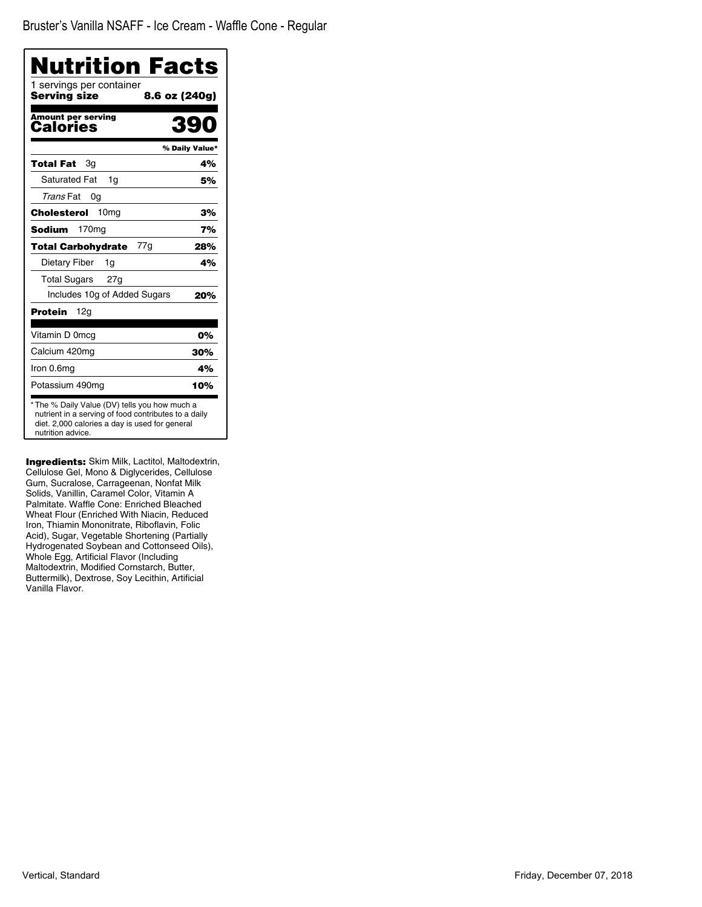Bruster's Vanilla NSAFF - Ice Cream - Waffle Cone - Regular

# Nutrition Facts

1 servings per container
**Serving size** **8.6 oz (240g)**

**Amount per serving**
**Calories** **390**

| | % Daily Value* |
|---|---|
| **Total Fat** 3g | **4%** |
| Saturated Fat 1g | **5%** |
| *Trans* Fat 0g | |
| **Cholesterol** 10mg | **3%** |
| **Sodium** 170mg | **7%** |
| **Total Carbohydrate** 77g | **28%** |
| Dietary Fiber 1g | **4%** |
| Total Sugars 27g | |
| Includes 10g of Added Sugars | **20%** |
| **Protein** 12g | |
| Vitamin D 0mcg | **0%** |
| Calcium 420mg | **30%** |
| Iron 0.6mg | **4%** |
| Potassium 490mg | **10%** |

* The % Daily Value (DV) tells you how much a nutrient in a serving of food contributes to a daily diet. 2,000 calories a day is used for general nutrition advice.

**Ingredients:** Skim Milk, Lactitol, Maltodextrin, Cellulose Gel, Mono & Diglycerides, Cellulose Gum, Sucralose, Carrageenan, Nonfat Milk Solids, Vanillin, Caramel Color, Vitamin A Palmitate. Waffle Cone: Enriched Bleached Wheat Flour (Enriched With Niacin, Reduced Iron, Thiamin Mononitrate, Riboflavin, Folic Acid), Sugar, Vegetable Shortening (Partially Hydrogenated Soybean and Cottonseed Oils), Whole Egg, Artificial Flavor (Including Maltodextrin, Modified Cornstarch, Butter, Buttermilk), Dextrose, Soy Lecithin, Artificial Vanilla Flavor.

Vertical, Standard

Friday, December 07, 2018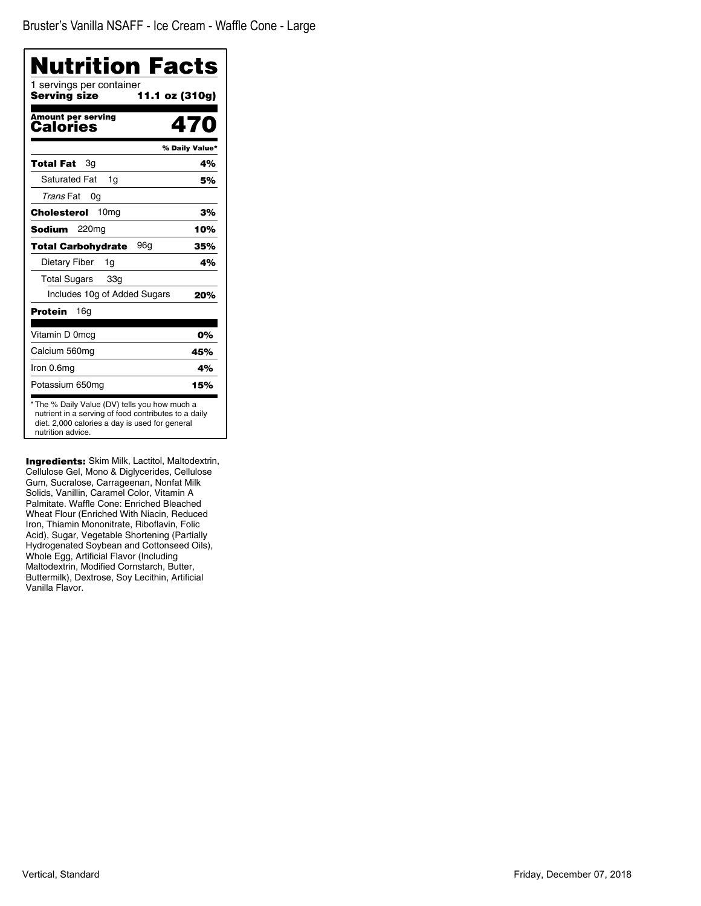Bruster's Vanilla NSAFF - Ice Cream - Waffle Cone - Large

# Nutrition Facts

1 servings per container

**Serving size** **11.1 oz (310g)**

**Amount per serving**

**Calories** **470**

| | % Daily Value* |
|---|---|
| **Total Fat** 3g | **4%** |
| Saturated Fat 1g | **5%** |
| *Trans* Fat 0g | |
| **Cholesterol** 10mg | **3%** |
| **Sodium** 220mg | **10%** |
| **Total Carbohydrate** 96g | **35%** |
| Dietary Fiber 1g | **4%** |
| Total Sugars 33g | |
| Includes 10g of Added Sugars | **20%** |
| **Protein** 16g | |
| Vitamin D 0mcg | **0%** |
| Calcium 560mg | **45%** |
| Iron 0.6mg | **4%** |
| Potassium 650mg | **15%** |

* The % Daily Value (DV) tells you how much a nutrient in a serving of food contributes to a daily diet. 2,000 calories a day is used for general nutrition advice.

**Ingredients:** Skim Milk, Lactitol, Maltodextrin, Cellulose Gel, Mono & Diglycerides, Cellulose Gum, Sucralose, Carrageenan, Nonfat Milk Solids, Vanillin, Caramel Color, Vitamin A Palmitate. Waffle Cone: Enriched Bleached Wheat Flour (Enriched With Niacin, Reduced Iron, Thiamin Mononitrate, Riboflavin, Folic Acid), Sugar, Vegetable Shortening (Partially Hydrogenated Soybean and Cottonseed Oils), Whole Egg, Artificial Flavor (Including Maltodextrin, Modified Cornstarch, Butter, Buttermilk), Dextrose, Soy Lecithin, Artificial Vanilla Flavor.

Vertical, Standard

Friday, December 07, 2018